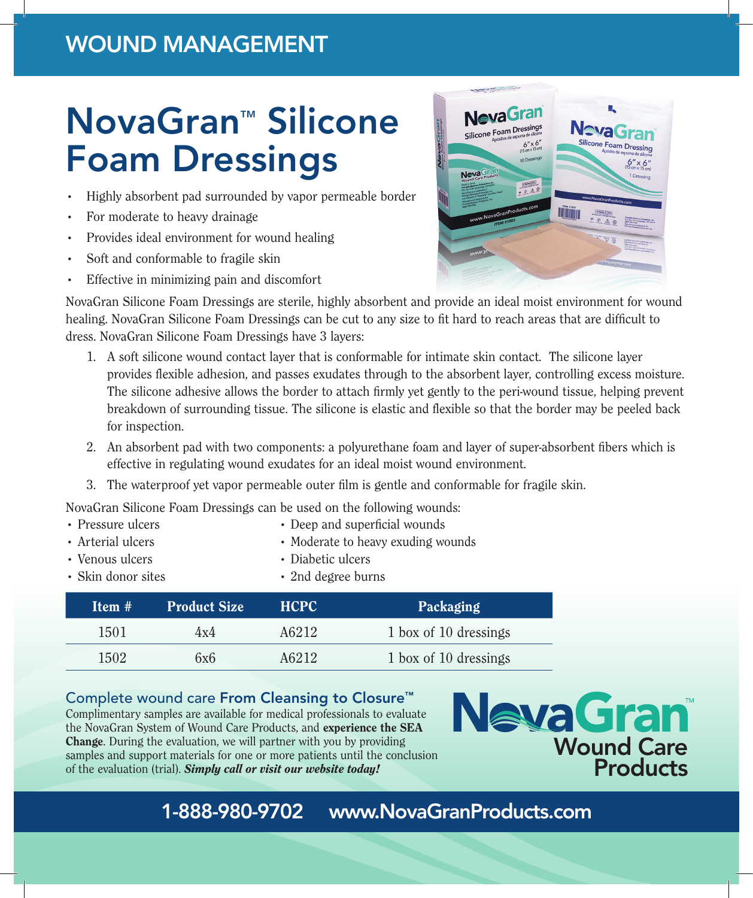# WOUND MANAGEMENT

# NovaGran™ Silicone Foam Dressings

- Highly absorbent pad surrounded by vapor permeable border
- For moderate to heavy drainage
- Provides ideal environment for wound healing
- Soft and conformable to fragile skin
- Effective in minimizing pain and discomfort

NovaGran Silicone Foam Dressings are sterile, highly absorbent and provide an ideal moist environment for wound healing. NovaGran Silicone Foam Dressings can be cut to any size to fit hard to reach areas that are difficult to dress. NovaGran Silicone Foam Dressings have 3 layers:

1. A soft silicone wound contact layer that is conformable for intimate skin contact. The silicone layer provides flexible adhesion, and passes exudates through to the absorbent layer, controlling excess moisture. The silicone adhesive allows the border to attach firmly yet gently to the peri-wound tissue, helping prevent breakdown of surrounding tissue. The silicone is elastic and flexible so that the border may be peeled back for inspection.
2. An absorbent pad with two components: a polyurethane foam and layer of super-absorbent fibers which is effective in regulating wound exudates for an ideal moist wound environment.
3. The waterproof yet vapor permeable outer film is gentle and conformable for fragile skin.

NovaGran Silicone Foam Dressings can be used on the following wounds:

- Pressure ulcers
- Arterial ulcers
- Venous ulcers
- Skin donor sites
- Deep and superficial wounds
- Moderate to heavy exuding wounds
- Diabetic ulcers
- 2nd degree burns

| Item # | Product Size | HCPC | Packaging |
|---|---|---|---|
| 1501 | 4x4 | A6212 | 1 box of 10 dressings |
| 1502 | 6x6 | A6212 | 1 box of 10 dressings |

## Complete wound care **From Cleansing to Closure™**

Complimentary samples are available for medical professionals to evaluate the NovaGran System of Wound Care Products, and **experience the SEA Change**. During the evaluation, we will partner with you by providing samples and support materials for one or more patients until the conclusion of the evaluation (trial). ***Simply call or visit our website today!***

NovaGran™ Wound Care Products

1-888-980-9702 www.NovaGranProducts.com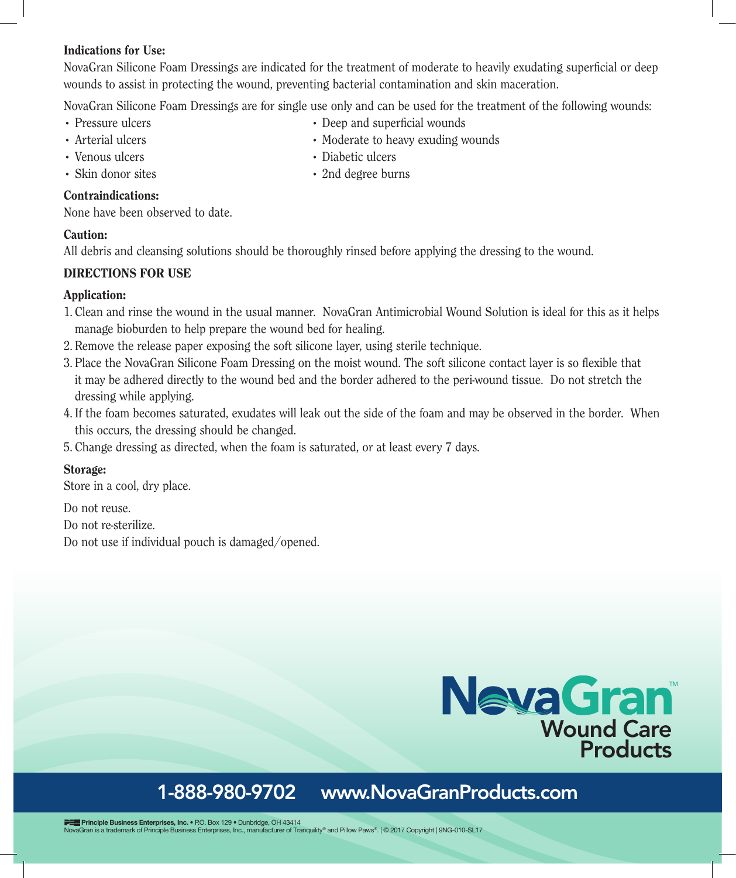**Indications for Use:**

NovaGran Silicone Foam Dressings are indicated for the treatment of moderate to heavily exudating superficial or deep wounds to assist in protecting the wound, preventing bacterial contamination and skin maceration.

NovaGran Silicone Foam Dressings are for single use only and can be used for the treatment of the following wounds:

- Pressure ulcers
- Arterial ulcers
- Venous ulcers
- Skin donor sites
- Deep and superficial wounds
- Moderate to heavy exuding wounds
- Diabetic ulcers
- 2nd degree burns

**Contraindications:**

None have been observed to date.

**Caution:**

All debris and cleansing solutions should be thoroughly rinsed before applying the dressing to the wound.

## DIRECTIONS FOR USE

**Application:**

1. Clean and rinse the wound in the usual manner. NovaGran Antimicrobial Wound Solution is ideal for this as it helps manage bioburden to help prepare the wound bed for healing.
2. Remove the release paper exposing the soft silicone layer, using sterile technique.
3. Place the NovaGran Silicone Foam Dressing on the moist wound. The soft silicone contact layer is so flexible that it may be adhered directly to the wound bed and the border adhered to the peri-wound tissue. Do not stretch the dressing while applying.
4. If the foam becomes saturated, exudates will leak out the side of the foam and may be observed in the border. When this occurs, the dressing should be changed.
5. Change dressing as directed, when the foam is saturated, or at least every 7 days.

**Storage:**

Store in a cool, dry place.

Do not reuse.

Do not re-sterilize.

Do not use if individual pouch is damaged/opened.

NovaGran™ Wound Care Products

1-888-980-9702 www.NovaGranProducts.com

**Principle Business Enterprises, Inc.** • P.O. Box 129 • Dunbridge, OH 43414

NovaGran is a trademark of Principle Business Enterprises, Inc., manufacturer of Tranquility® and Pillow Paws®. | © 2017 Copyright | 9NG-010-SL17